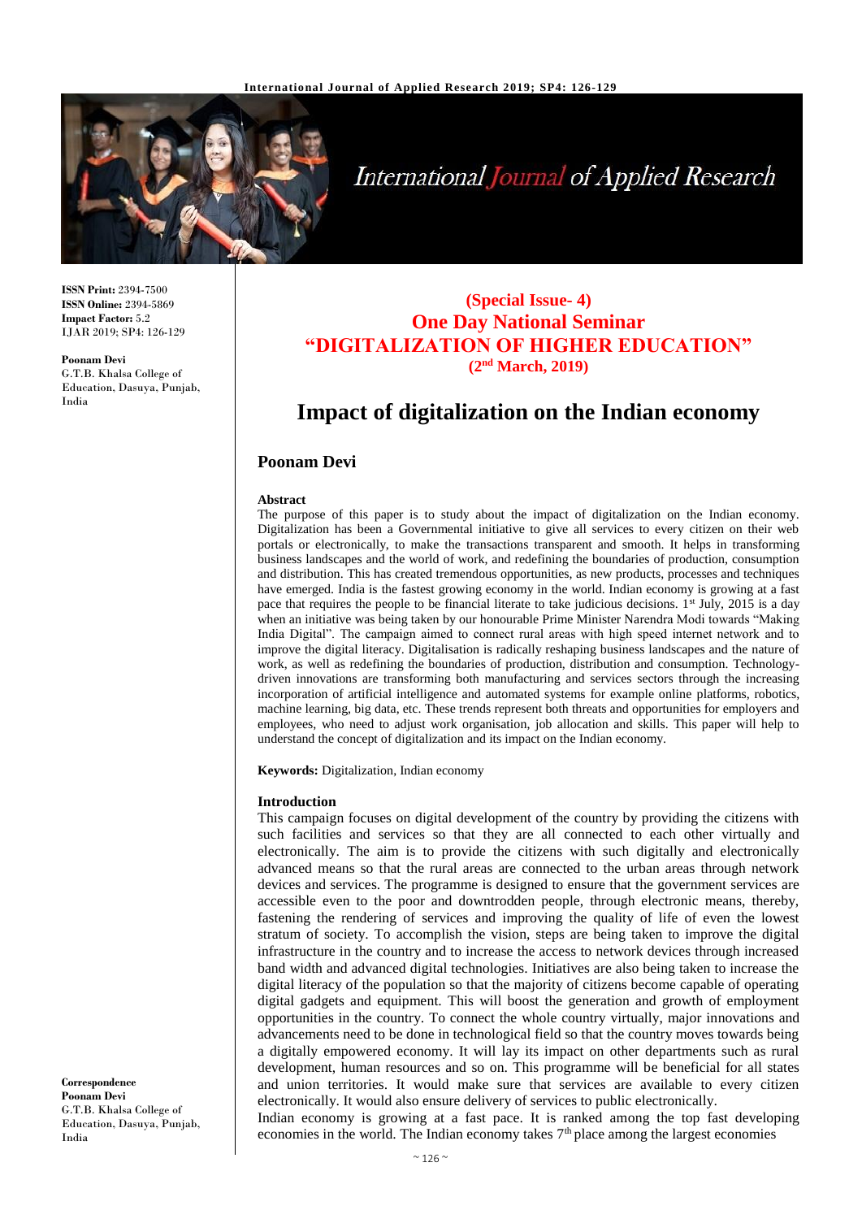**ISSN Print:** 2394-7500
**ISSN Online:** 2394-5869
**Impact Factor:** 5.2
IJAR 2019; SP4: 126-129

**Poonam Devi**
G.T.B. Khalsa College of Education, Dasuya, Punjab, India

**Correspondence**
**Poonam Devi**
G.T.B. Khalsa College of Education, Dasuya, Punjab, India

**(Special Issue- 4)**
**One Day National Seminar**
**"DIGITALIZATION OF HIGHER EDUCATION"**
**(2nd March, 2019)**

# Impact of digitalization on the Indian economy

## Poonam Devi

### Abstract

The purpose of this paper is to study about the impact of digitalization on the Indian economy. Digitalization has been a Governmental initiative to give all services to every citizen on their web portals or electronically, to make the transactions transparent and smooth. It helps in transforming business landscapes and the world of work, and redefining the boundaries of production, consumption and distribution. This has created tremendous opportunities, as new products, processes and techniques have emerged. India is the fastest growing economy in the world. Indian economy is growing at a fast pace that requires the people to be financial literate to take judicious decisions. 1st July, 2015 is a day when an initiative was being taken by our honourable Prime Minister Narendra Modi towards "Making India Digital". The campaign aimed to connect rural areas with high speed internet network and to improve the digital literacy. Digitalisation is radically reshaping business landscapes and the nature of work, as well as redefining the boundaries of production, distribution and consumption. Technology-driven innovations are transforming both manufacturing and services sectors through the increasing incorporation of artificial intelligence and automated systems for example online platforms, robotics, machine learning, big data, etc. These trends represent both threats and opportunities for employers and employees, who need to adjust work organisation, job allocation and skills. This paper will help to understand the concept of digitalization and its impact on the Indian economy.

**Keywords:** Digitalization, Indian economy

### Introduction

This campaign focuses on digital development of the country by providing the citizens with such facilities and services so that they are all connected to each other virtually and electronically. The aim is to provide the citizens with such digitally and electronically advanced means so that the rural areas are connected to the urban areas through network devices and services. The programme is designed to ensure that the government services are accessible even to the poor and downtrodden people, through electronic means, thereby, fastening the rendering of services and improving the quality of life of even the lowest stratum of society. To accomplish the vision, steps are being taken to improve the digital infrastructure in the country and to increase the access to network devices through increased band width and advanced digital technologies. Initiatives are also being taken to increase the digital literacy of the population so that the majority of citizens become capable of operating digital gadgets and equipment. This will boost the generation and growth of employment opportunities in the country. To connect the whole country virtually, major innovations and advancements need to be done in technological field so that the country moves towards being a digitally empowered economy. It will lay its impact on other departments such as rural development, human resources and so on. This programme will be beneficial for all states and union territories. It would make sure that services are available to every citizen electronically. It would also ensure delivery of services to public electronically.

Indian economy is growing at a fast pace. It is ranked among the top fast developing economies in the world. The Indian economy takes 7th place among the largest economies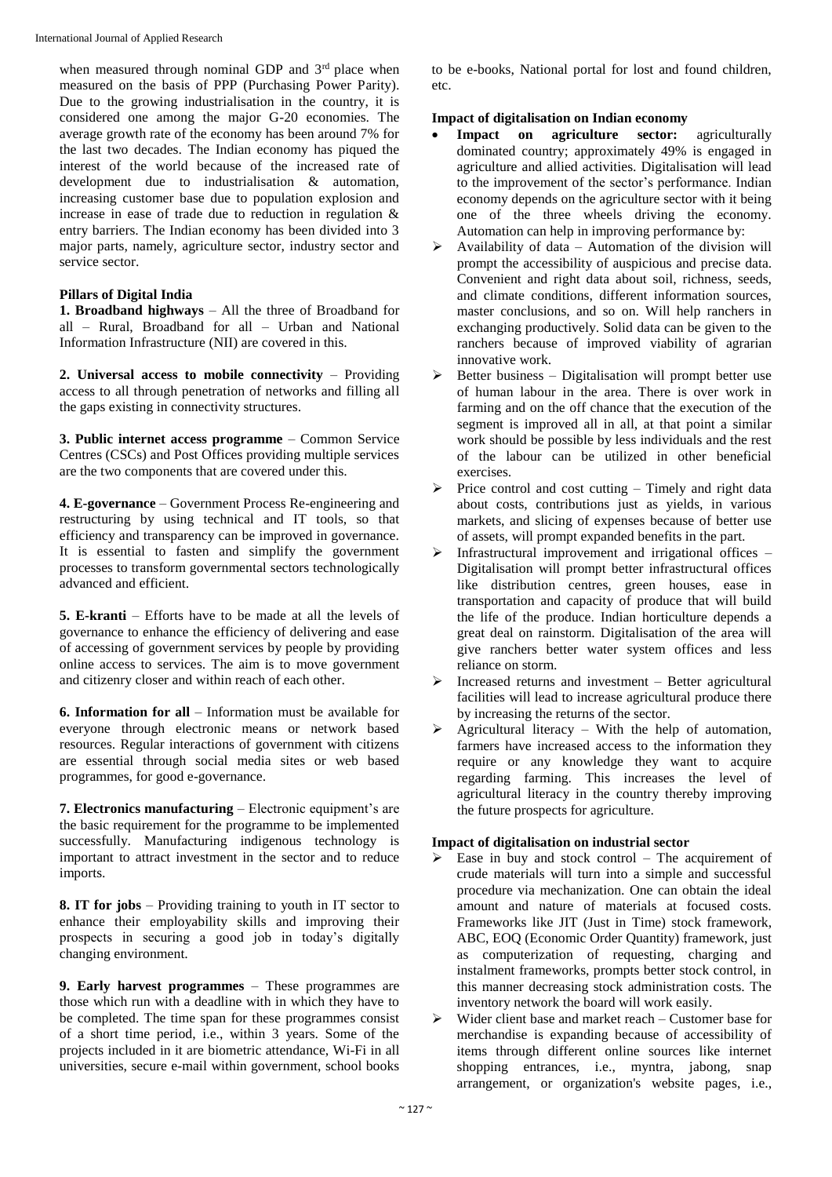when measured through nominal GDP and 3rd place when measured on the basis of PPP (Purchasing Power Parity). Due to the growing industrialisation in the country, it is considered one among the major G-20 economies. The average growth rate of the economy has been around 7% for the last two decades. The Indian economy has piqued the interest of the world because of the increased rate of development due to industrialisation & automation, increasing customer base due to population explosion and increase in ease of trade due to reduction in regulation & entry barriers. The Indian economy has been divided into 3 major parts, namely, agriculture sector, industry sector and service sector.

**Pillars of Digital India**

**1. Broadband highways** – All the three of Broadband for all – Rural, Broadband for all – Urban and National Information Infrastructure (NII) are covered in this.

**2. Universal access to mobile connectivity** – Providing access to all through penetration of networks and filling all the gaps existing in connectivity structures.

**3. Public internet access programme** – Common Service Centres (CSCs) and Post Offices providing multiple services are the two components that are covered under this.

**4. E-governance** – Government Process Re-engineering and restructuring by using technical and IT tools, so that efficiency and transparency can be improved in governance. It is essential to fasten and simplify the government processes to transform governmental sectors technologically advanced and efficient.

**5. E-kranti** – Efforts have to be made at all the levels of governance to enhance the efficiency of delivering and ease of accessing of government services by people by providing online access to services. The aim is to move government and citizenry closer and within reach of each other.

**6. Information for all** – Information must be available for everyone through electronic means or network based resources. Regular interactions of government with citizens are essential through social media sites or web based programmes, for good e-governance.

**7. Electronics manufacturing** – Electronic equipment's are the basic requirement for the programme to be implemented successfully. Manufacturing indigenous technology is important to attract investment in the sector and to reduce imports.

**8. IT for jobs** – Providing training to youth in IT sector to enhance their employability skills and improving their prospects in securing a good job in today's digitally changing environment.

**9. Early harvest programmes** – These programmes are those which run with a deadline with in which they have to be completed. The time span for these programmes consist of a short time period, i.e., within 3 years. Some of the projects included in it are biometric attendance, Wi-Fi in all universities, secure e-mail within government, school books to be e-books, National portal for lost and found children, etc.

**Impact of digitalisation on Indian economy**

- **Impact on agriculture sector:** agriculturally dominated country; approximately 49% is engaged in agriculture and allied activities. Digitalisation will lead to the improvement of the sector's performance. Indian economy depends on the agriculture sector with it being one of the three wheels driving the economy. Automation can help in improving performance by:

- Availability of data – Automation of the division will prompt the accessibility of auspicious and precise data. Convenient and right data about soil, richness, seeds, and climate conditions, different information sources, master conclusions, and so on. Will help ranchers in exchanging productively. Solid data can be given to the ranchers because of improved viability of agrarian innovative work.
- Better business – Digitalisation will prompt better use of human labour in the area. There is over work in farming and on the off chance that the execution of the segment is improved all in all, at that point a similar work should be possible by less individuals and the rest of the labour can be utilized in other beneficial exercises.
- Price control and cost cutting – Timely and right data about costs, contributions just as yields, in various markets, and slicing of expenses because of better use of assets, will prompt expanded benefits in the part.
- Infrastructural improvement and irrigational offices – Digitalisation will prompt better infrastructural offices like distribution centres, green houses, ease in transportation and capacity of produce that will build the life of the produce. Indian horticulture depends a great deal on rainstorm. Digitalisation of the area will give ranchers better water system offices and less reliance on storm.
- Increased returns and investment – Better agricultural facilities will lead to increase agricultural produce there by increasing the returns of the sector.
- Agricultural literacy – With the help of automation, farmers have increased access to the information they require or any knowledge they want to acquire regarding farming. This increases the level of agricultural literacy in the country thereby improving the future prospects for agriculture.

**Impact of digitalisation on industrial sector**

- Ease in buy and stock control – The acquirement of crude materials will turn into a simple and successful procedure via mechanization. One can obtain the ideal amount and nature of materials at focused costs. Frameworks like JIT (Just in Time) stock framework, ABC, EOQ (Economic Order Quantity) framework, just as computerization of requesting, charging and instalment frameworks, prompts better stock control, in this manner decreasing stock administration costs. The inventory network the board will work easily.
- Wider client base and market reach – Customer base for merchandise is expanding because of accessibility of items through different online sources like internet shopping entrances, i.e., myntra, jabong, snap arrangement, or organization's website pages, i.e.,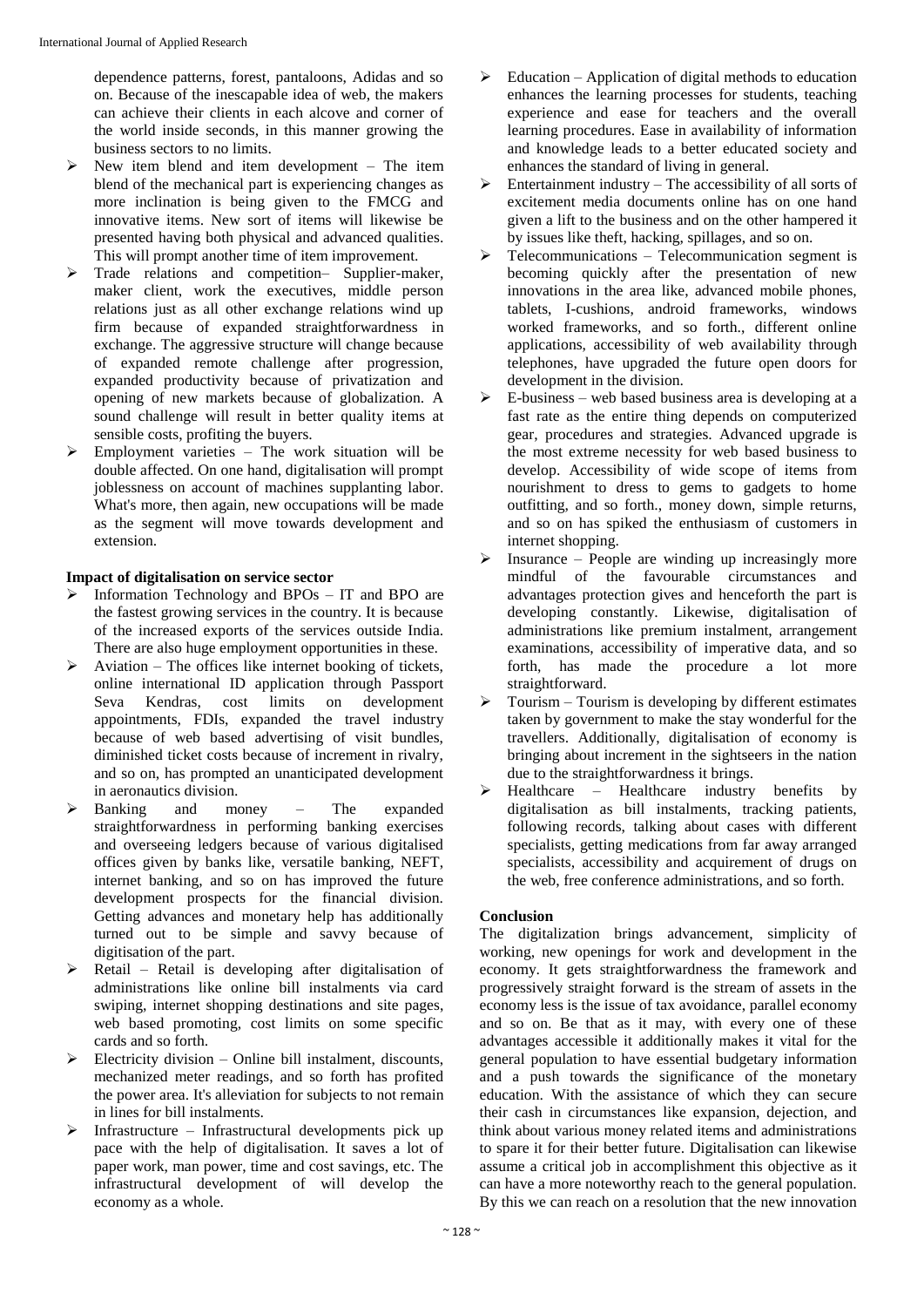dependence patterns, forest, pantaloons, Adidas and so on. Because of the inescapable idea of web, the makers can achieve their clients in each alcove and corner of the world inside seconds, in this manner growing the business sectors to no limits.

- New item blend and item development – The item blend of the mechanical part is experiencing changes as more inclination is being given to the FMCG and innovative items. New sort of items will likewise be presented having both physical and advanced qualities. This will prompt another time of item improvement.
- Trade relations and competition– Supplier-maker, maker client, work the executives, middle person relations just as all other exchange relations wind up firm because of expanded straightforwardness in exchange. The aggressive structure will change because of expanded remote challenge after progression, expanded productivity because of privatization and opening of new markets because of globalization. A sound challenge will result in better quality items at sensible costs, profiting the buyers.
- Employment varieties – The work situation will be double affected. On one hand, digitalisation will prompt joblessness on account of machines supplanting labor. What's more, then again, new occupations will be made as the segment will move towards development and extension.

**Impact of digitalisation on service sector**

- Information Technology and BPOs – IT and BPO are the fastest growing services in the country. It is because of the increased exports of the services outside India. There are also huge employment opportunities in these.
- Aviation – The offices like internet booking of tickets, online international ID application through Passport Seva Kendras, cost limits on development appointments, FDIs, expanded the travel industry because of web based advertising of visit bundles, diminished ticket costs because of increment in rivalry, and so on, has prompted an unanticipated development in aeronautics division.
- Banking and money – The expanded straightforwardness in performing banking exercises and overseeing ledgers because of various digitalised offices given by banks like, versatile banking, NEFT, internet banking, and so on has improved the future development prospects for the financial division. Getting advances and monetary help has additionally turned out to be simple and savvy because of digitisation of the part.
- Retail – Retail is developing after digitalisation of administrations like online bill instalments via card swiping, internet shopping destinations and site pages, web based promoting, cost limits on some specific cards and so forth.
- Electricity division – Online bill instalment, discounts, mechanized meter readings, and so forth has profited the power area. It's alleviation for subjects to not remain in lines for bill instalments.
- Infrastructure – Infrastructural developments pick up pace with the help of digitalisation. It saves a lot of paper work, man power, time and cost savings, etc. The infrastructural development of will develop the economy as a whole.
- Education – Application of digital methods to education enhances the learning processes for students, teaching experience and ease for teachers and the overall learning procedures. Ease in availability of information and knowledge leads to a better educated society and enhances the standard of living in general.
- Entertainment industry – The accessibility of all sorts of excitement media documents online has on one hand given a lift to the business and on the other hampered it by issues like theft, hacking, spillages, and so on.
- Telecommunications – Telecommunication segment is becoming quickly after the presentation of new innovations in the area like, advanced mobile phones, tablets, I-cushions, android frameworks, windows worked frameworks, and so forth., different online applications, accessibility of web availability through telephones, have upgraded the future open doors for development in the division.
- E-business – web based business area is developing at a fast rate as the entire thing depends on computerized gear, procedures and strategies. Advanced upgrade is the most extreme necessity for web based business to develop. Accessibility of wide scope of items from nourishment to dress to gems to gadgets to home outfitting, and so forth., money down, simple returns, and so on has spiked the enthusiasm of customers in internet shopping.
- Insurance – People are winding up increasingly more mindful of the favourable circumstances and advantages protection gives and henceforth the part is developing constantly. Likewise, digitalisation of administrations like premium instalment, arrangement examinations, accessibility of imperative data, and so forth, has made the procedure a lot more straightforward.
- Tourism – Tourism is developing by different estimates taken by government to make the stay wonderful for the travellers. Additionally, digitalisation of economy is bringing about increment in the sightseers in the nation due to the straightforwardness it brings.
- Healthcare – Healthcare industry benefits by digitalisation as bill instalments, tracking patients, following records, talking about cases with different specialists, getting medications from far away arranged specialists, accessibility and acquirement of drugs on the web, free conference administrations, and so forth.

## Conclusion

The digitalization brings advancement, simplicity of working, new openings for work and development in the economy. It gets straightforwardness the framework and progressively straight forward is the stream of assets in the economy less is the issue of tax avoidance, parallel economy and so on. Be that as it may, with every one of these advantages accessible it additionally makes it vital for the general population to have essential budgetary information and a push towards the significance of the monetary education. With the assistance of which they can secure their cash in circumstances like expansion, dejection, and think about various money related items and administrations to spare it for their better future. Digitalisation can likewise assume a critical job in accomplishment this objective as it can have a more noteworthy reach to the general population. By this we can reach on a resolution that the new innovation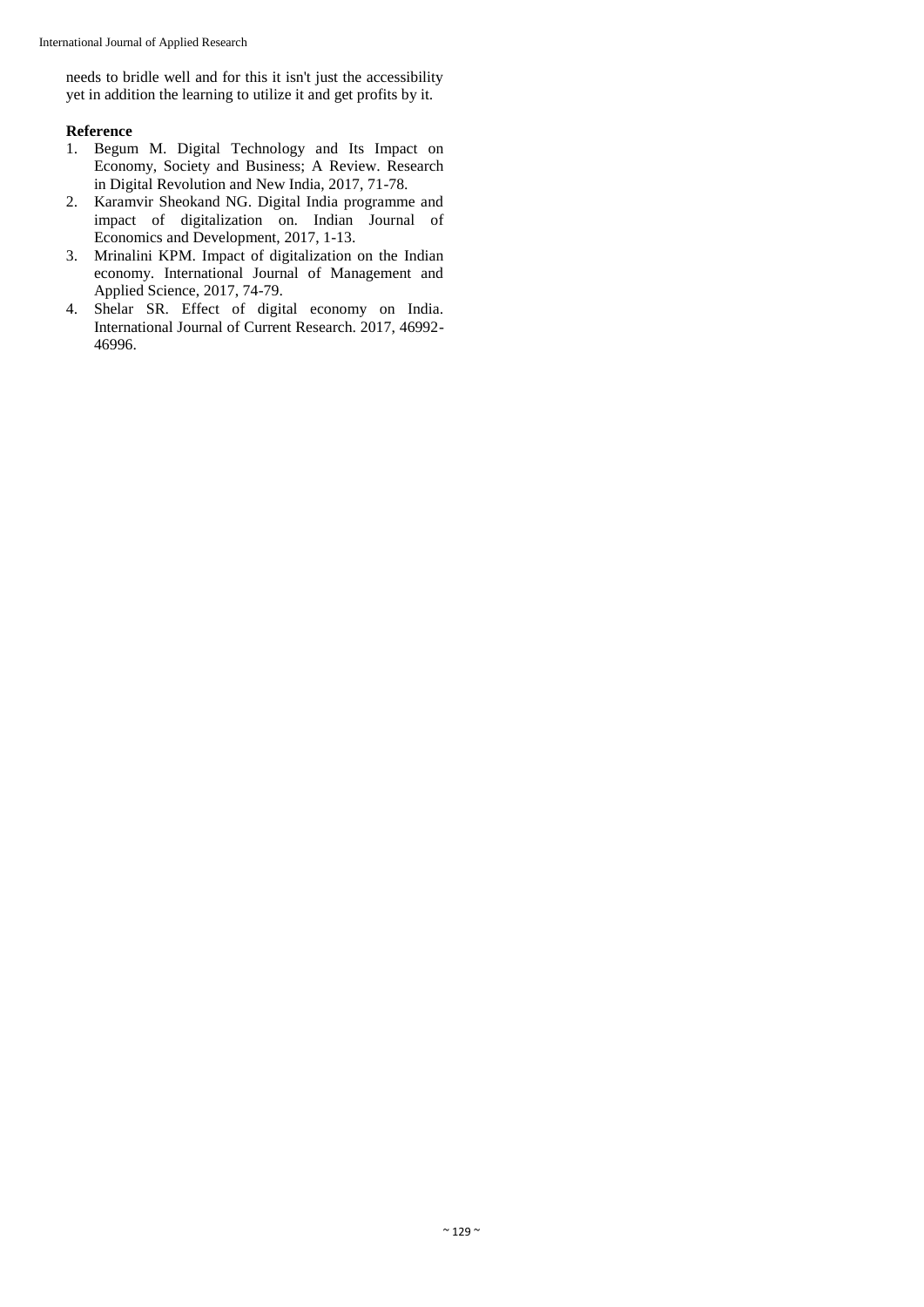needs to bridle well and for this it isn't just the accessibility yet in addition the learning to utilize it and get profits by it.

## Reference

1. Begum M. Digital Technology and Its Impact on Economy, Society and Business; A Review. Research in Digital Revolution and New India, 2017, 71-78.
2. Karamvir Sheokand NG. Digital India programme and impact of digitalization on. Indian Journal of Economics and Development, 2017, 1-13.
3. Mrinalini KPM. Impact of digitalization on the Indian economy. International Journal of Management and Applied Science, 2017, 74-79.
4. Shelar SR. Effect of digital economy on India. International Journal of Current Research. 2017, 46992-46996.